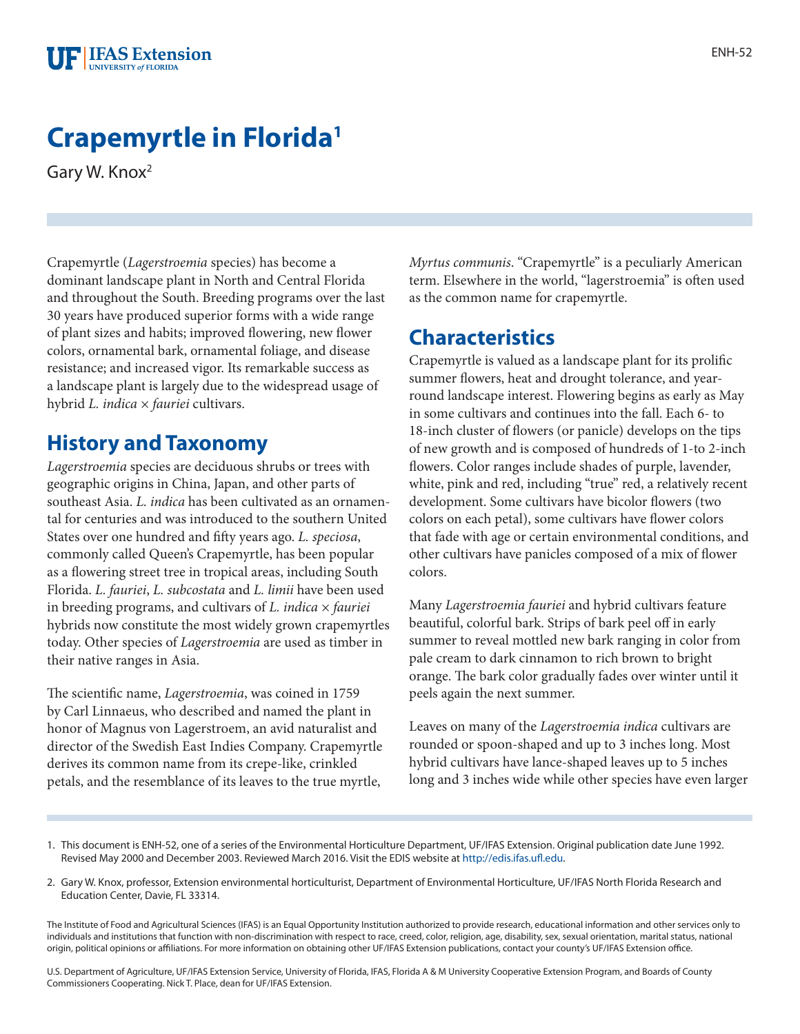# Crapemyrtle in Florida[1]

Gary W. Knox[2]

Crapemyrtle (*Lagerstroemia* species) has become a dominant landscape plant in North and Central Florida and throughout the South. Breeding programs over the last 30 years have produced superior forms with a wide range of plant sizes and habits; improved flowering, new flower colors, ornamental bark, ornamental foliage, and disease resistance; and increased vigor. Its remarkable success as a landscape plant is largely due to the widespread usage of hybrid *L. indica* × *fauriei* cultivars.

## History and Taxonomy

*Lagerstroemia* species are deciduous shrubs or trees with geographic origins in China, Japan, and other parts of southeast Asia. *L. indica* has been cultivated as an ornamental for centuries and was introduced to the southern United States over one hundred and fifty years ago. *L. speciosa*, commonly called Queen's Crapemyrtle, has been popular as a flowering street tree in tropical areas, including South Florida. *L. fauriei*, *L. subcostata* and *L. limii* have been used in breeding programs, and cultivars of *L. indica* × *fauriei* hybrids now constitute the most widely grown crapemyrtles today. Other species of *Lagerstroemia* are used as timber in their native ranges in Asia.

The scientific name, *Lagerstroemia*, was coined in 1759 by Carl Linnaeus, who described and named the plant in honor of Magnus von Lagerstroem, an avid naturalist and director of the Swedish East Indies Company. Crapemyrtle derives its common name from its crepe-like, crinkled petals, and the resemblance of its leaves to the true myrtle, *Myrtus communis*. "Crapemyrtle" is a peculiarly American term. Elsewhere in the world, "lagerstroemia" is often used as the common name for crapemyrtle.

## Characteristics

Crapemyrtle is valued as a landscape plant for its prolific summer flowers, heat and drought tolerance, and year-round landscape interest. Flowering begins as early as May in some cultivars and continues into the fall. Each 6- to 18-inch cluster of flowers (or panicle) develops on the tips of new growth and is composed of hundreds of 1-to 2-inch flowers. Color ranges include shades of purple, lavender, white, pink and red, including "true" red, a relatively recent development. Some cultivars have bicolor flowers (two colors on each petal), some cultivars have flower colors that fade with age or certain environmental conditions, and other cultivars have panicles composed of a mix of flower colors.

Many *Lagerstroemia fauriei* and hybrid cultivars feature beautiful, colorful bark. Strips of bark peel off in early summer to reveal mottled new bark ranging in color from pale cream to dark cinnamon to rich brown to bright orange. The bark color gradually fades over winter until it peels again the next summer.

Leaves on many of the *Lagerstroemia indica* cultivars are rounded or spoon-shaped and up to 3 inches long. Most hybrid cultivars have lance-shaped leaves up to 5 inches long and 3 inches wide while other species have even larger

1. This document is ENH-52, one of a series of the Environmental Horticulture Department, UF/IFAS Extension. Original publication date June 1992. Revised May 2000 and December 2003. Reviewed March 2016. Visit the EDIS website at http://edis.ifas.ufl.edu.

2. Gary W. Knox, professor, Extension environmental horticulturist, Department of Environmental Horticulture, UF/IFAS North Florida Research and Education Center, Davie, FL 33314.

The Institute of Food and Agricultural Sciences (IFAS) is an Equal Opportunity Institution authorized to provide research, educational information and other services only to individuals and institutions that function with non-discrimination with respect to race, creed, color, religion, age, disability, sex, sexual orientation, marital status, national origin, political opinions or affiliations. For more information on obtaining other UF/IFAS Extension publications, contact your county's UF/IFAS Extension office.

U.S. Department of Agriculture, UF/IFAS Extension Service, University of Florida, IFAS, Florida A & M University Cooperative Extension Program, and Boards of County Commissioners Cooperating. Nick T. Place, dean for UF/IFAS Extension.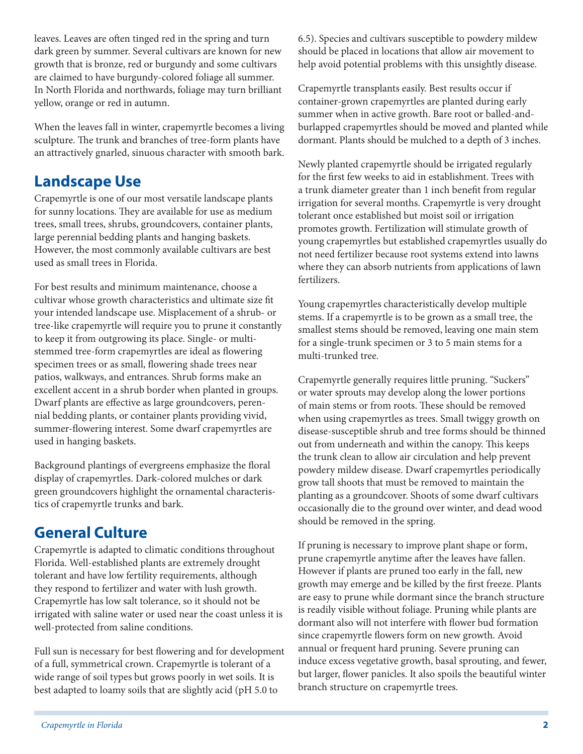leaves. Leaves are often tinged red in the spring and turn dark green by summer. Several cultivars are known for new growth that is bronze, red or burgundy and some cultivars are claimed to have burgundy-colored foliage all summer. In North Florida and northwards, foliage may turn brilliant yellow, orange or red in autumn.

When the leaves fall in winter, crapemyrtle becomes a living sculpture. The trunk and branches of tree-form plants have an attractively gnarled, sinuous character with smooth bark.

## Landscape Use

Crapemyrtle is one of our most versatile landscape plants for sunny locations. They are available for use as medium trees, small trees, shrubs, groundcovers, container plants, large perennial bedding plants and hanging baskets. However, the most commonly available cultivars are best used as small trees in Florida.

For best results and minimum maintenance, choose a cultivar whose growth characteristics and ultimate size fit your intended landscape use. Misplacement of a shrub- or tree-like crapemyrtle will require you to prune it constantly to keep it from outgrowing its place. Single- or multi-stemmed tree-form crapemyrtles are ideal as flowering specimen trees or as small, flowering shade trees near patios, walkways, and entrances. Shrub forms make an excellent accent in a shrub border when planted in groups. Dwarf plants are effective as large groundcovers, perennial bedding plants, or container plants providing vivid, summer-flowering interest. Some dwarf crapemyrtles are used in hanging baskets.

Background plantings of evergreens emphasize the floral display of crapemyrtles. Dark-colored mulches or dark green groundcovers highlight the ornamental characteristics of crapemyrtle trunks and bark.

## General Culture

Crapemyrtle is adapted to climatic conditions throughout Florida. Well-established plants are extremely drought tolerant and have low fertility requirements, although they respond to fertilizer and water with lush growth. Crapemyrtle has low salt tolerance, so it should not be irrigated with saline water or used near the coast unless it is well-protected from saline conditions.

Full sun is necessary for best flowering and for development of a full, symmetrical crown. Crapemyrtle is tolerant of a wide range of soil types but grows poorly in wet soils. It is best adapted to loamy soils that are slightly acid (pH 5.0 to 6.5). Species and cultivars susceptible to powdery mildew should be placed in locations that allow air movement to help avoid potential problems with this unsightly disease.

Crapemyrtle transplants easily. Best results occur if container-grown crapemyrtles are planted during early summer when in active growth. Bare root or balled-and-burlapped crapemyrtles should be moved and planted while dormant. Plants should be mulched to a depth of 3 inches.

Newly planted crapemyrtle should be irrigated regularly for the first few weeks to aid in establishment. Trees with a trunk diameter greater than 1 inch benefit from regular irrigation for several months. Crapemyrtle is very drought tolerant once established but moist soil or irrigation promotes growth. Fertilization will stimulate growth of young crapemyrtles but established crapemyrtles usually do not need fertilizer because root systems extend into lawns where they can absorb nutrients from applications of lawn fertilizers.

Young crapemyrtles characteristically develop multiple stems. If a crapemyrtle is to be grown as a small tree, the smallest stems should be removed, leaving one main stem for a single-trunk specimen or 3 to 5 main stems for a multi-trunked tree.

Crapemyrtle generally requires little pruning. "Suckers" or water sprouts may develop along the lower portions of main stems or from roots. These should be removed when using crapemyrtles as trees. Small twiggy growth on disease-susceptible shrub and tree forms should be thinned out from underneath and within the canopy. This keeps the trunk clean to allow air circulation and help prevent powdery mildew disease. Dwarf crapemyrtles periodically grow tall shoots that must be removed to maintain the planting as a groundcover. Shoots of some dwarf cultivars occasionally die to the ground over winter, and dead wood should be removed in the spring.

If pruning is necessary to improve plant shape or form, prune crapemyrtle anytime after the leaves have fallen. However if plants are pruned too early in the fall, new growth may emerge and be killed by the first freeze. Plants are easy to prune while dormant since the branch structure is readily visible without foliage. Pruning while plants are dormant also will not interfere with flower bud formation since crapemyrtle flowers form on new growth. Avoid annual or frequent hard pruning. Severe pruning can induce excess vegetative growth, basal sprouting, and fewer, but larger, flower panicles. It also spoils the beautiful winter branch structure on crapemyrtle trees.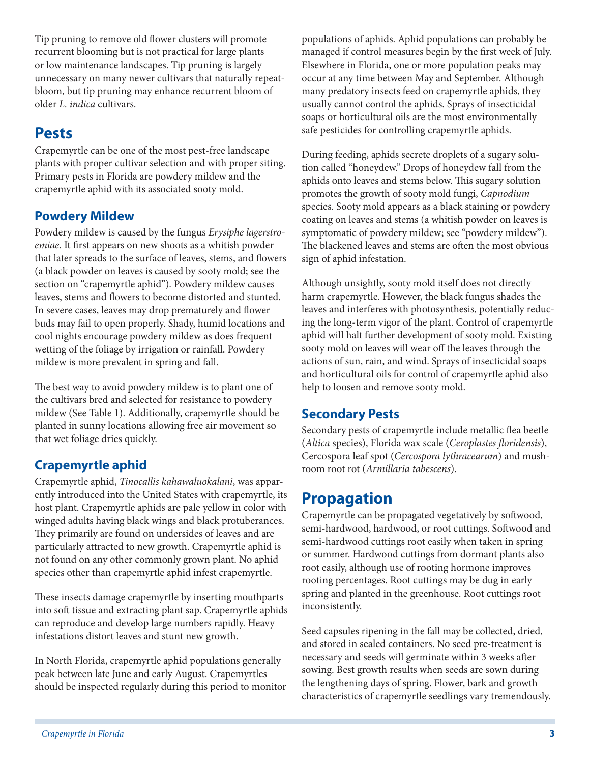Tip pruning to remove old flower clusters will promote recurrent blooming but is not practical for large plants or low maintenance landscapes. Tip pruning is largely unnecessary on many newer cultivars that naturally repeat-bloom, but tip pruning may enhance recurrent bloom of older *L. indica* cultivars.

## Pests

Crapemyrtle can be one of the most pest-free landscape plants with proper cultivar selection and with proper siting. Primary pests in Florida are powdery mildew and the crapemyrtle aphid with its associated sooty mold.

### Powdery Mildew

Powdery mildew is caused by the fungus *Erysiphe lagerstroemiae*. It first appears on new shoots as a whitish powder that later spreads to the surface of leaves, stems, and flowers (a black powder on leaves is caused by sooty mold; see the section on "crapemyrtle aphid"). Powdery mildew causes leaves, stems and flowers to become distorted and stunted. In severe cases, leaves may drop prematurely and flower buds may fail to open properly. Shady, humid locations and cool nights encourage powdery mildew as does frequent wetting of the foliage by irrigation or rainfall. Powdery mildew is more prevalent in spring and fall.

The best way to avoid powdery mildew is to plant one of the cultivars bred and selected for resistance to powdery mildew (See Table 1). Additionally, crapemyrtle should be planted in sunny locations allowing free air movement so that wet foliage dries quickly.

### Crapemyrtle aphid

Crapemyrtle aphid, *Tinocallis kahawaluokalani*, was apparently introduced into the United States with crapemyrtle, its host plant. Crapemyrtle aphids are pale yellow in color with winged adults having black wings and black protuberances. They primarily are found on undersides of leaves and are particularly attracted to new growth. Crapemyrtle aphid is not found on any other commonly grown plant. No aphid species other than crapemyrtle aphid infest crapemyrtle.

These insects damage crapemyrtle by inserting mouthparts into soft tissue and extracting plant sap. Crapemyrtle aphids can reproduce and develop large numbers rapidly. Heavy infestations distort leaves and stunt new growth.

In North Florida, crapemyrtle aphid populations generally peak between late June and early August. Crapemyrtles should be inspected regularly during this period to monitor populations of aphids. Aphid populations can probably be managed if control measures begin by the first week of July. Elsewhere in Florida, one or more population peaks may occur at any time between May and September. Although many predatory insects feed on crapemyrtle aphids, they usually cannot control the aphids. Sprays of insecticidal soaps or horticultural oils are the most environmentally safe pesticides for controlling crapemyrtle aphids.

During feeding, aphids secrete droplets of a sugary solution called "honeydew." Drops of honeydew fall from the aphids onto leaves and stems below. This sugary solution promotes the growth of sooty mold fungi, *Capnodium* species. Sooty mold appears as a black staining or powdery coating on leaves and stems (a whitish powder on leaves is symptomatic of powdery mildew; see "powdery mildew"). The blackened leaves and stems are often the most obvious sign of aphid infestation.

Although unsightly, sooty mold itself does not directly harm crapemyrtle. However, the black fungus shades the leaves and interferes with photosynthesis, potentially reducing the long-term vigor of the plant. Control of crapemyrtle aphid will halt further development of sooty mold. Existing sooty mold on leaves will wear off the leaves through the actions of sun, rain, and wind. Sprays of insecticidal soaps and horticultural oils for control of crapemyrtle aphid also help to loosen and remove sooty mold.

### Secondary Pests

Secondary pests of crapemyrtle include metallic flea beetle (*Altica* species), Florida wax scale (*Ceroplastes floridensis*), Cercospora leaf spot (*Cercospora lythracearum*) and mushroom root rot (*Armillaria tabescens*).

## Propagation

Crapemyrtle can be propagated vegetatively by softwood, semi-hardwood, hardwood, or root cuttings. Softwood and semi-hardwood cuttings root easily when taken in spring or summer. Hardwood cuttings from dormant plants also root easily, although use of rooting hormone improves rooting percentages. Root cuttings may be dug in early spring and planted in the greenhouse. Root cuttings root inconsistently.

Seed capsules ripening in the fall may be collected, dried, and stored in sealed containers. No seed pre-treatment is necessary and seeds will germinate within 3 weeks after sowing. Best growth results when seeds are sown during the lengthening days of spring. Flower, bark and growth characteristics of crapemyrtle seedlings vary tremendously.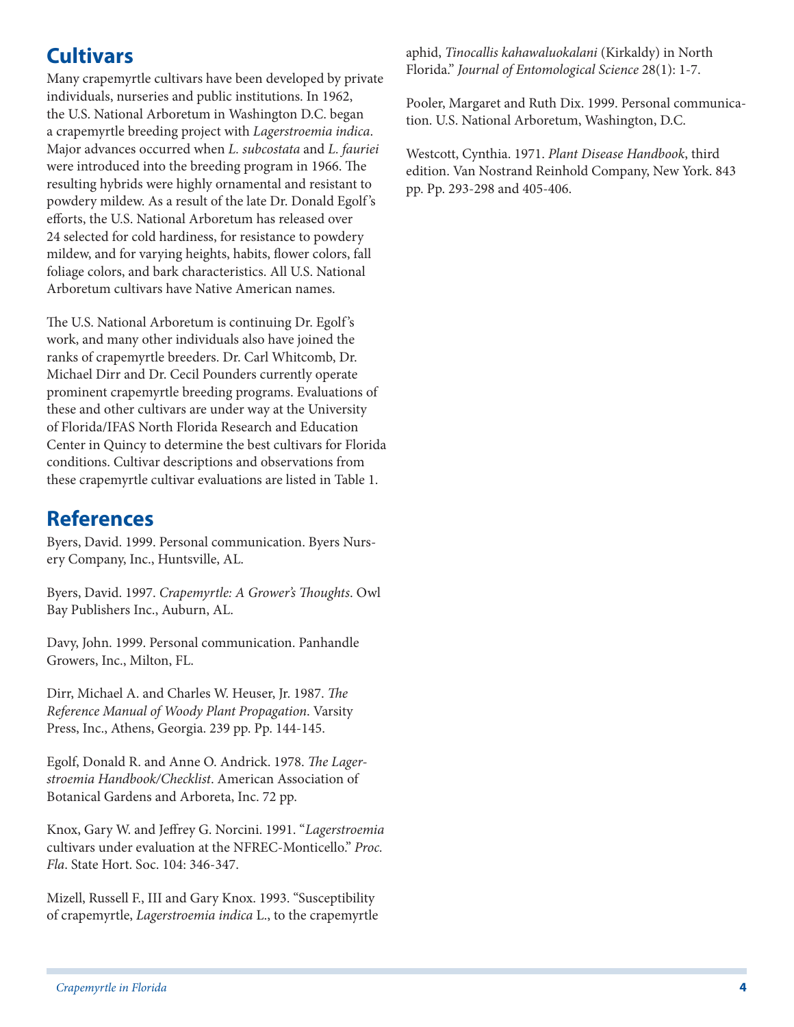## Cultivars

Many crapemyrtle cultivars have been developed by private individuals, nurseries and public institutions. In 1962, the U.S. National Arboretum in Washington D.C. began a crapemyrtle breeding project with *Lagerstroemia indica*. Major advances occurred when *L. subcostata* and *L. fauriei* were introduced into the breeding program in 1966. The resulting hybrids were highly ornamental and resistant to powdery mildew. As a result of the late Dr. Donald Egolf's efforts, the U.S. National Arboretum has released over 24 selected for cold hardiness, for resistance to powdery mildew, and for varying heights, habits, flower colors, fall foliage colors, and bark characteristics. All U.S. National Arboretum cultivars have Native American names.

The U.S. National Arboretum is continuing Dr. Egolf's work, and many other individuals also have joined the ranks of crapemyrtle breeders. Dr. Carl Whitcomb, Dr. Michael Dirr and Dr. Cecil Pounders currently operate prominent crapemyrtle breeding programs. Evaluations of these and other cultivars are under way at the University of Florida/IFAS North Florida Research and Education Center in Quincy to determine the best cultivars for Florida conditions. Cultivar descriptions and observations from these crapemyrtle cultivar evaluations are listed in Table 1.

## References

Byers, David. 1999. Personal communication. Byers Nursery Company, Inc., Huntsville, AL.

Byers, David. 1997. *Crapemyrtle: A Grower's Thoughts*. Owl Bay Publishers Inc., Auburn, AL.

Davy, John. 1999. Personal communication. Panhandle Growers, Inc., Milton, FL.

Dirr, Michael A. and Charles W. Heuser, Jr. 1987. *The Reference Manual of Woody Plant Propagation*. Varsity Press, Inc., Athens, Georgia. 239 pp. Pp. 144-145.

Egolf, Donald R. and Anne O. Andrick. 1978. *The Lagerstroemia Handbook/Checklist*. American Association of Botanical Gardens and Arboreta, Inc. 72 pp.

Knox, Gary W. and Jeffrey G. Norcini. 1991. "*Lagerstroemia* cultivars under evaluation at the NFREC-Monticello." *Proc. Fla*. State Hort. Soc. 104: 346-347.

Mizell, Russell F., III and Gary Knox. 1993. "Susceptibility of crapemyrtle, *Lagerstroemia indica* L., to the crapemyrtle aphid, *Tinocallis kahawaluokalani* (Kirkaldy) in North Florida." *Journal of Entomological Science* 28(1): 1-7.

Pooler, Margaret and Ruth Dix. 1999. Personal communication. U.S. National Arboretum, Washington, D.C.

Westcott, Cynthia. 1971. *Plant Disease Handbook*, third edition. Van Nostrand Reinhold Company, New York. 843 pp. Pp. 293-298 and 405-406.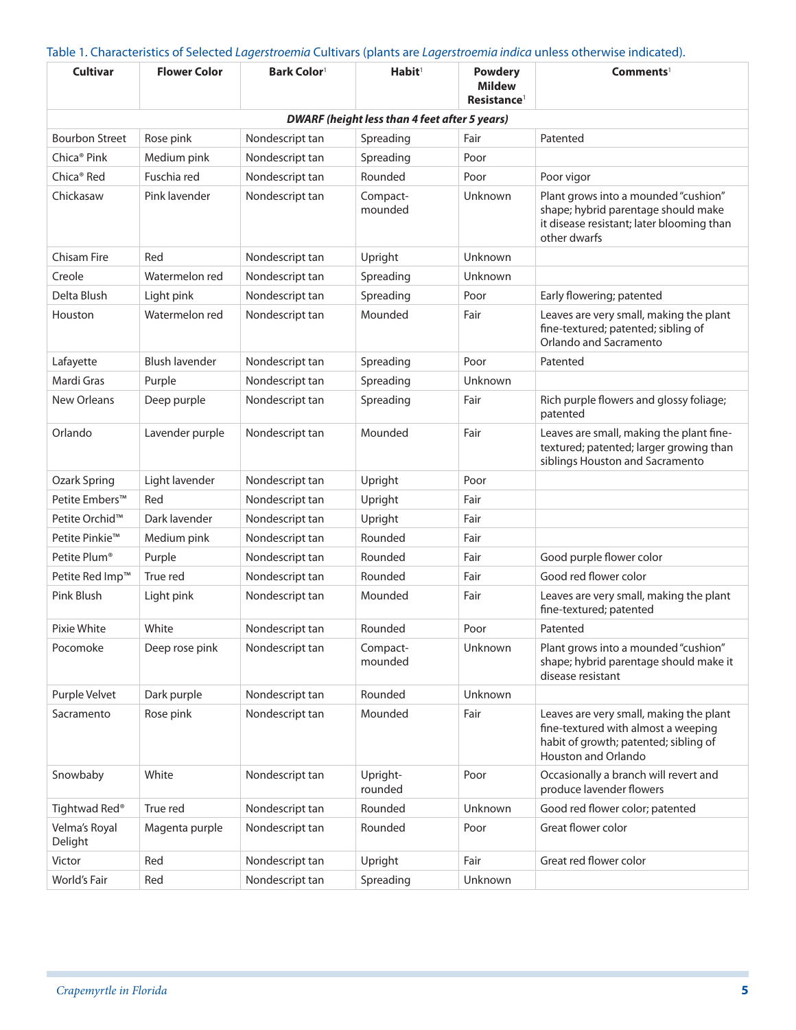Table 1. Characteristics of Selected *Lagerstroemia* Cultivars (plants are *Lagerstroemia indica* unless otherwise indicated).

| Cultivar | Flower Color | Bark Color[1] | Habit[1] | Powdery Mildew Resistance[1] | Comments[1] |
|---|---|---|---|---|---|
| ***DWARF (height less than 4 feet after 5 years)*** | | | | | |
| Bourbon Street | Rose pink | Nondescript tan | Spreading | Fair | Patented |
| Chica® Pink | Medium pink | Nondescript tan | Spreading | Poor | |
| Chica® Red | Fuschia red | Nondescript tan | Rounded | Poor | Poor vigor |
| Chickasaw | Pink lavender | Nondescript tan | Compact-mounded | Unknown | Plant grows into a mounded "cushion" shape; hybrid parentage should make it disease resistant; later blooming than other dwarfs |
| Chisam Fire | Red | Nondescript tan | Upright | Unknown | |
| Creole | Watermelon red | Nondescript tan | Spreading | Unknown | |
| Delta Blush | Light pink | Nondescript tan | Spreading | Poor | Early flowering; patented |
| Houston | Watermelon red | Nondescript tan | Mounded | Fair | Leaves are very small, making the plant fine-textured; patented; sibling of Orlando and Sacramento |
| Lafayette | Blush lavender | Nondescript tan | Spreading | Poor | Patented |
| Mardi Gras | Purple | Nondescript tan | Spreading | Unknown | |
| New Orleans | Deep purple | Nondescript tan | Spreading | Fair | Rich purple flowers and glossy foliage; patented |
| Orlando | Lavender purple | Nondescript tan | Mounded | Fair | Leaves are small, making the plant fine-textured; patented; larger growing than siblings Houston and Sacramento |
| Ozark Spring | Light lavender | Nondescript tan | Upright | Poor | |
| Petite Embers™ | Red | Nondescript tan | Upright | Fair | |
| Petite Orchid™ | Dark lavender | Nondescript tan | Upright | Fair | |
| Petite Pinkie™ | Medium pink | Nondescript tan | Rounded | Fair | |
| Petite Plum® | Purple | Nondescript tan | Rounded | Fair | Good purple flower color |
| Petite Red Imp™ | True red | Nondescript tan | Rounded | Fair | Good red flower color |
| Pink Blush | Light pink | Nondescript tan | Mounded | Fair | Leaves are very small, making the plant fine-textured; patented |
| Pixie White | White | Nondescript tan | Rounded | Poor | Patented |
| Pocomoke | Deep rose pink | Nondescript tan | Compact-mounded | Unknown | Plant grows into a mounded "cushion" shape; hybrid parentage should make it disease resistant |
| Purple Velvet | Dark purple | Nondescript tan | Rounded | Unknown | |
| Sacramento | Rose pink | Nondescript tan | Mounded | Fair | Leaves are very small, making the plant fine-textured with almost a weeping habit of growth; patented; sibling of Houston and Orlando |
| Snowbaby | White | Nondescript tan | Upright-rounded | Poor | Occasionally a branch will revert and produce lavender flowers |
| Tightwad Red® | True red | Nondescript tan | Rounded | Unknown | Good red flower color; patented |
| Velma's Royal Delight | Magenta purple | Nondescript tan | Rounded | Poor | Great flower color |
| Victor | Red | Nondescript tan | Upright | Fair | Great red flower color |
| World's Fair | Red | Nondescript tan | Spreading | Unknown | |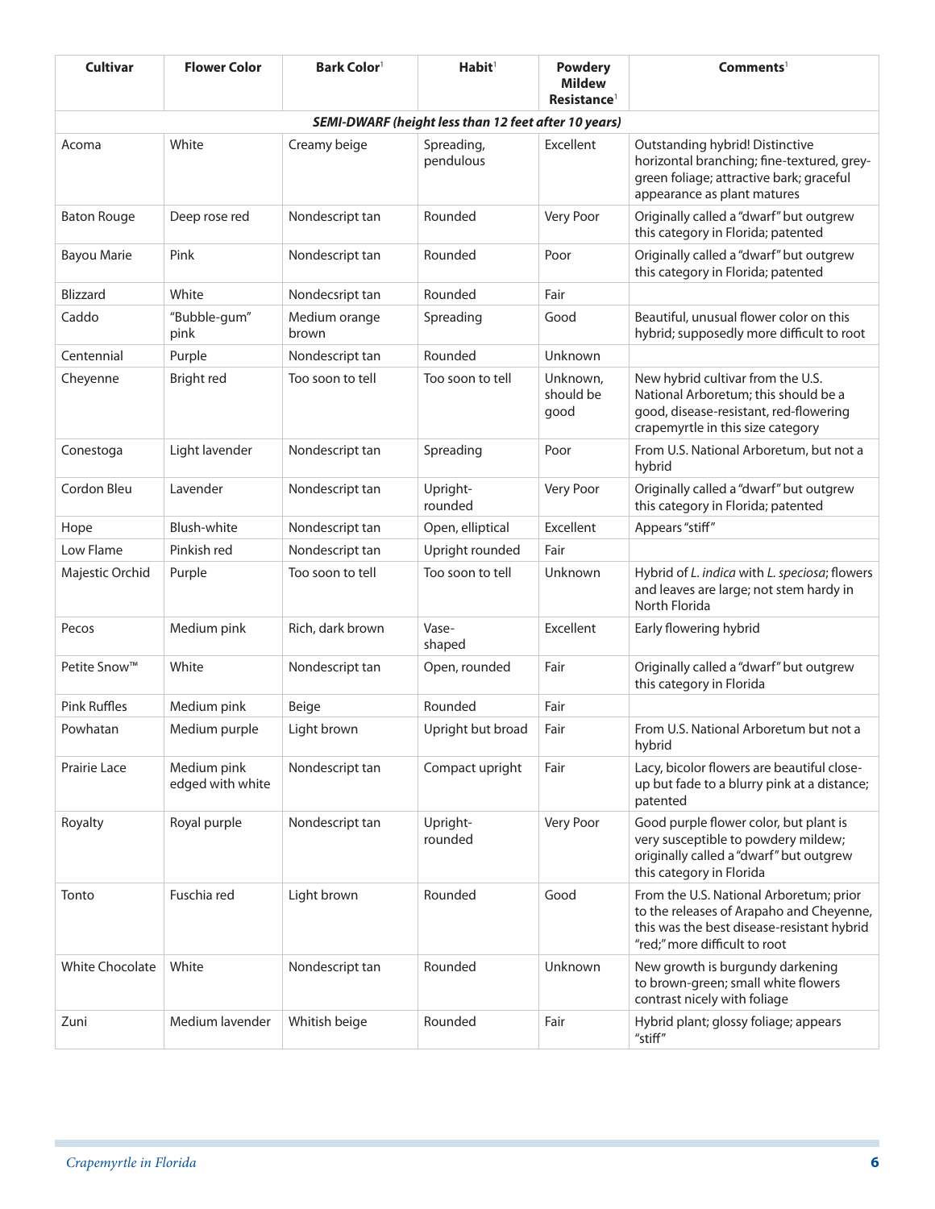| Cultivar | Flower Color | Bark Color[1] | Habit[1] | Powdery Mildew Resistance[1] | Comments[1] |
|---|---|---|---|---|---|
| ***SEMI-DWARF (height less than 12 feet after 10 years)*** | | | | | |
| Acoma | White | Creamy beige | Spreading, pendulous | Excellent | Outstanding hybrid! Distinctive horizontal branching; fine-textured, grey-green foliage; attractive bark; graceful appearance as plant matures |
| Baton Rouge | Deep rose red | Nondescript tan | Rounded | Very Poor | Originally called a "dwarf" but outgrew this category in Florida; patented |
| Bayou Marie | Pink | Nondescript tan | Rounded | Poor | Originally called a "dwarf" but outgrew this category in Florida; patented |
| Blizzard | White | Nondecsript tan | Rounded | Fair | |
| Caddo | "Bubble-gum" pink | Medium orange brown | Spreading | Good | Beautiful, unusual flower color on this hybrid; supposedly more difficult to root |
| Centennial | Purple | Nondescript tan | Rounded | Unknown | |
| Cheyenne | Bright red | Too soon to tell | Too soon to tell | Unknown, should be good | New hybrid cultivar from the U.S. National Arboretum; this should be a good, disease-resistant, red-flowering crapemyrtle in this size category |
| Conestoga | Light lavender | Nondescript tan | Spreading | Poor | From U.S. National Arboretum, but not a hybrid |
| Cordon Bleu | Lavender | Nondescript tan | Upright-rounded | Very Poor | Originally called a "dwarf" but outgrew this category in Florida; patented |
| Hope | Blush-white | Nondescript tan | Open, elliptical | Excellent | Appears "stiff" |
| Low Flame | Pinkish red | Nondescript tan | Upright rounded | Fair | |
| Majestic Orchid | Purple | Too soon to tell | Too soon to tell | Unknown | Hybrid of *L. indica* with *L. speciosa*; flowers and leaves are large; not stem hardy in North Florida |
| Pecos | Medium pink | Rich, dark brown | Vase-shaped | Excellent | Early flowering hybrid |
| Petite Snow™ | White | Nondescript tan | Open, rounded | Fair | Originally called a "dwarf" but outgrew this category in Florida |
| Pink Ruffles | Medium pink | Beige | Rounded | Fair | |
| Powhatan | Medium purple | Light brown | Upright but broad | Fair | From U.S. National Arboretum but not a hybrid |
| Prairie Lace | Medium pink edged with white | Nondescript tan | Compact upright | Fair | Lacy, bicolor flowers are beautiful close-up but fade to a blurry pink at a distance; patented |
| Royalty | Royal purple | Nondescript tan | Upright-rounded | Very Poor | Good purple flower color, but plant is very susceptible to powdery mildew; originally called a "dwarf" but outgrew this category in Florida |
| Tonto | Fuschia red | Light brown | Rounded | Good | From the U.S. National Arboretum; prior to the releases of Arapaho and Cheyenne, this was the best disease-resistant hybrid "red;" more difficult to root |
| White Chocolate | White | Nondescript tan | Rounded | Unknown | New growth is burgundy darkening to brown-green; small white flowers contrast nicely with foliage |
| Zuni | Medium lavender | Whitish beige | Rounded | Fair | Hybrid plant; glossy foliage; appears "stiff" |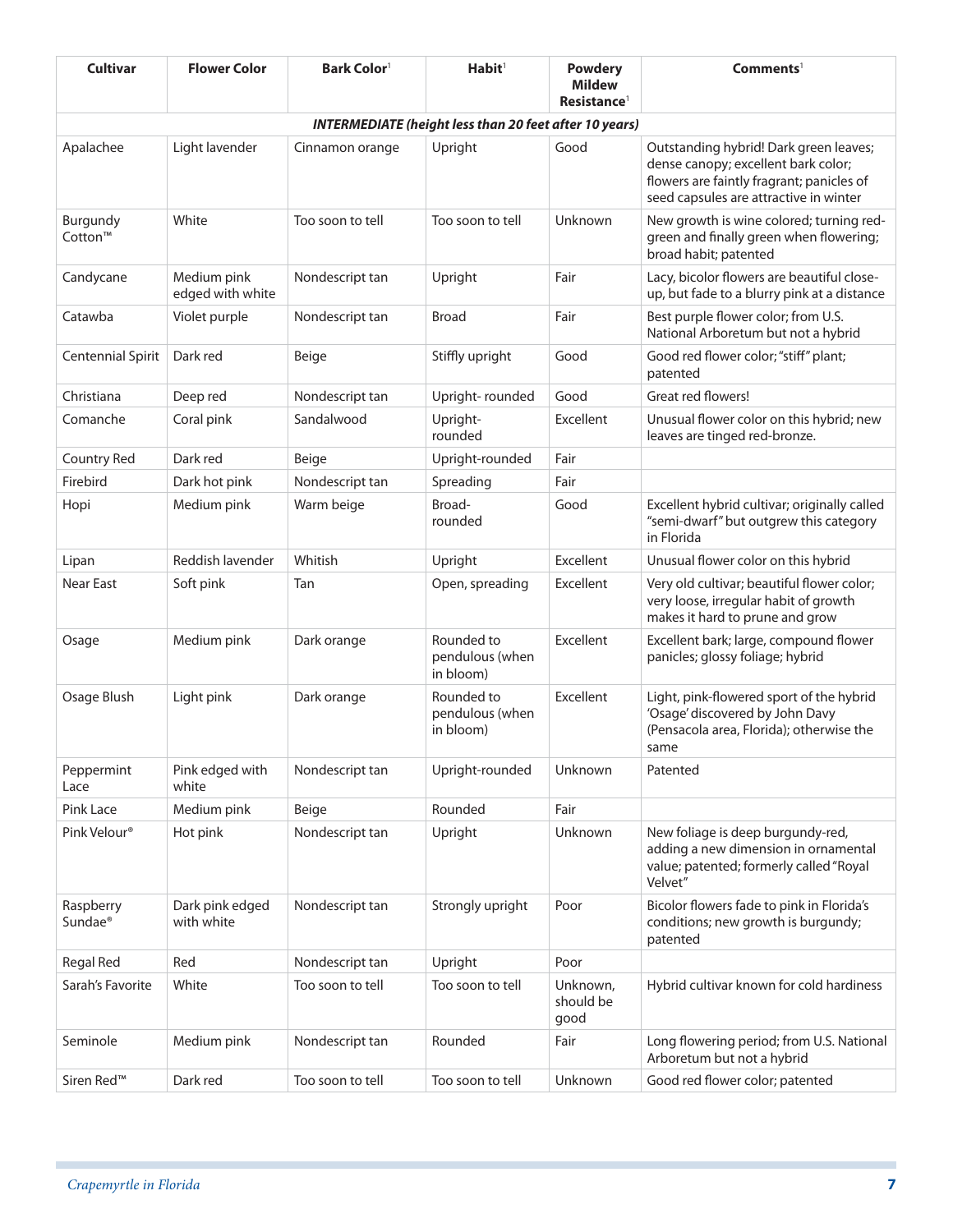| Cultivar | Flower Color | Bark Color[1] | Habit[1] | Powdery Mildew Resistance[1] | Comments[1] |
|---|---|---|---|---|---|
| ***INTERMEDIATE (height less than 20 feet after 10 years)*** | | | | | |
| Apalachee | Light lavender | Cinnamon orange | Upright | Good | Outstanding hybrid! Dark green leaves; dense canopy; excellent bark color; flowers are faintly fragrant; panicles of seed capsules are attractive in winter |
| Burgundy Cotton™ | White | Too soon to tell | Too soon to tell | Unknown | New growth is wine colored; turning red-green and finally green when flowering; broad habit; patented |
| Candycane | Medium pink edged with white | Nondescript tan | Upright | Fair | Lacy, bicolor flowers are beautiful close-up, but fade to a blurry pink at a distance |
| Catawba | Violet purple | Nondescript tan | Broad | Fair | Best purple flower color; from U.S. National Arboretum but not a hybrid |
| Centennial Spirit | Dark red | Beige | Stiffly upright | Good | Good red flower color; "stiff" plant; patented |
| Christiana | Deep red | Nondescript tan | Upright- rounded | Good | Great red flowers! |
| Comanche | Coral pink | Sandalwood | Upright-rounded | Excellent | Unusual flower color on this hybrid; new leaves are tinged red-bronze. |
| Country Red | Dark red | Beige | Upright-rounded | Fair | |
| Firebird | Dark hot pink | Nondescript tan | Spreading | Fair | |
| Hopi | Medium pink | Warm beige | Broad-rounded | Good | Excellent hybrid cultivar; originally called "semi-dwarf" but outgrew this category in Florida |
| Lipan | Reddish lavender | Whitish | Upright | Excellent | Unusual flower color on this hybrid |
| Near East | Soft pink | Tan | Open, spreading | Excellent | Very old cultivar; beautiful flower color; very loose, irregular habit of growth makes it hard to prune and grow |
| Osage | Medium pink | Dark orange | Rounded to pendulous (when in bloom) | Excellent | Excellent bark; large, compound flower panicles; glossy foliage; hybrid |
| Osage Blush | Light pink | Dark orange | Rounded to pendulous (when in bloom) | Excellent | Light, pink-flowered sport of the hybrid 'Osage' discovered by John Davy (Pensacola area, Florida); otherwise the same |
| Peppermint Lace | Pink edged with white | Nondescript tan | Upright-rounded | Unknown | Patented |
| Pink Lace | Medium pink | Beige | Rounded | Fair | |
| Pink Velour® | Hot pink | Nondescript tan | Upright | Unknown | New foliage is deep burgundy-red, adding a new dimension in ornamental value; patented; formerly called "Royal Velvet" |
| Raspberry Sundae® | Dark pink edged with white | Nondescript tan | Strongly upright | Poor | Bicolor flowers fade to pink in Florida's conditions; new growth is burgundy; patented |
| Regal Red | Red | Nondescript tan | Upright | Poor | |
| Sarah's Favorite | White | Too soon to tell | Too soon to tell | Unknown, should be good | Hybrid cultivar known for cold hardiness |
| Seminole | Medium pink | Nondescript tan | Rounded | Fair | Long flowering period; from U.S. National Arboretum but not a hybrid |
| Siren Red™ | Dark red | Too soon to tell | Too soon to tell | Unknown | Good red flower color; patented |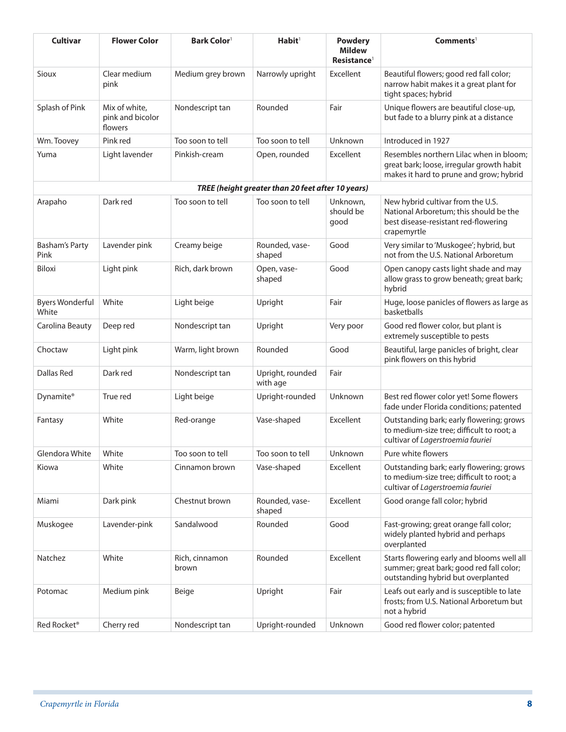| Cultivar | Flower Color | Bark Color[1] | Habit[1] | Powdery Mildew Resistance[1] | Comments[1] |
|---|---|---|---|---|---|
| Sioux | Clear medium pink | Medium grey brown | Narrowly upright | Excellent | Beautiful flowers; good red fall color; narrow habit makes it a great plant for tight spaces; hybrid |
| Splash of Pink | Mix of white, pink and bicolor flowers | Nondescript tan | Rounded | Fair | Unique flowers are beautiful close-up, but fade to a blurry pink at a distance |
| Wm. Toovey | Pink red | Too soon to tell | Too soon to tell | Unknown | Introduced in 1927 |
| Yuma | Light lavender | Pinkish-cream | Open, rounded | Excellent | Resembles northern Lilac when in bloom; great bark; loose, irregular growth habit makes it hard to prune and grow; hybrid |
| ***TREE (height greater than 20 feet after 10 years)*** | | | | | |
| Arapaho | Dark red | Too soon to tell | Too soon to tell | Unknown, should be good | New hybrid cultivar from the U.S. National Arboretum; this should be the best disease-resistant red-flowering crapemyrtle |
| Basham's Party Pink | Lavender pink | Creamy beige | Rounded, vase-shaped | Good | Very similar to 'Muskogee'; hybrid, but not from the U.S. National Arboretum |
| Biloxi | Light pink | Rich, dark brown | Open, vase-shaped | Good | Open canopy casts light shade and may allow grass to grow beneath; great bark; hybrid |
| Byers Wonderful White | White | Light beige | Upright | Fair | Huge, loose panicles of flowers as large as basketballs |
| Carolina Beauty | Deep red | Nondescript tan | Upright | Very poor | Good red flower color, but plant is extremely susceptible to pests |
| Choctaw | Light pink | Warm, light brown | Rounded | Good | Beautiful, large panicles of bright, clear pink flowers on this hybrid |
| Dallas Red | Dark red | Nondescript tan | Upright, rounded with age | Fair | |
| Dynamite® | True red | Light beige | Upright-rounded | Unknown | Best red flower color yet! Some flowers fade under Florida conditions; patented |
| Fantasy | White | Red-orange | Vase-shaped | Excellent | Outstanding bark; early flowering; grows to medium-size tree; difficult to root; a cultivar of *Lagerstroemia fauriei* |
| Glendora White | White | Too soon to tell | Too soon to tell | Unknown | Pure white flowers |
| Kiowa | White | Cinnamon brown | Vase-shaped | Excellent | Outstanding bark; early flowering; grows to medium-size tree; difficult to root; a cultivar of *Lagerstroemia fauriei* |
| Miami | Dark pink | Chestnut brown | Rounded, vase-shaped | Excellent | Good orange fall color; hybrid |
| Muskogee | Lavender-pink | Sandalwood | Rounded | Good | Fast-growing; great orange fall color; widely planted hybrid and perhaps overplanted |
| Natchez | White | Rich, cinnamon brown | Rounded | Excellent | Starts flowering early and blooms well all summer; great bark; good red fall color; outstanding hybrid but overplanted |
| Potomac | Medium pink | Beige | Upright | Fair | Leafs out early and is susceptible to late frosts; from U.S. National Arboretum but not a hybrid |
| Red Rocket® | Cherry red | Nondescript tan | Upright-rounded | Unknown | Good red flower color; patented |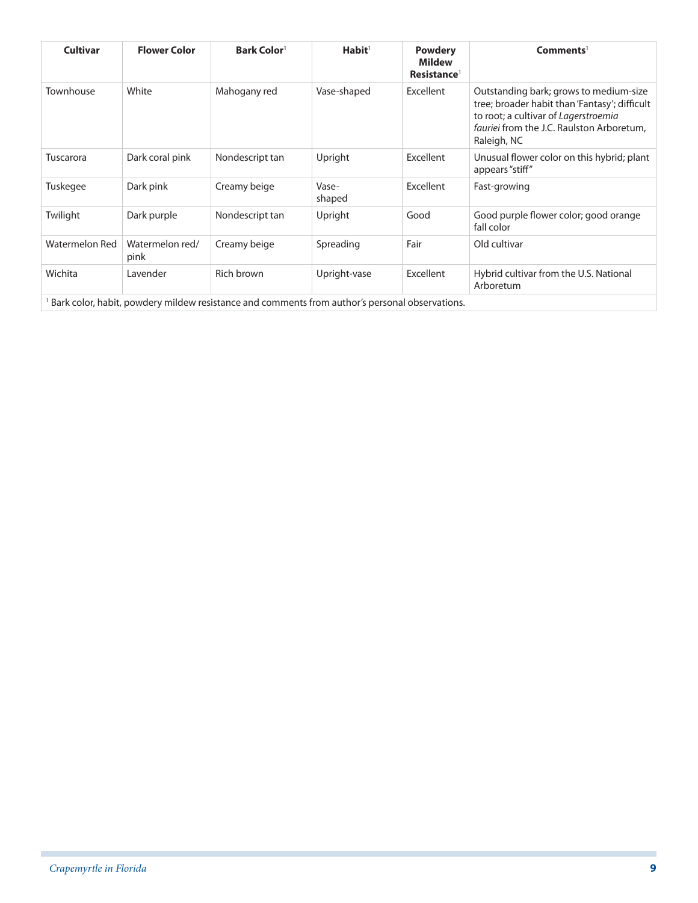| Cultivar | Flower Color | Bark Color[1] | Habit[1] | Powdery Mildew Resistance[1] | Comments[1] |
|---|---|---|---|---|---|
| Townhouse | White | Mahogany red | Vase-shaped | Excellent | Outstanding bark; grows to medium-size tree; broader habit than 'Fantasy'; difficult to root; a cultivar of *Lagerstroemia fauriei* from the J.C. Raulston Arboretum, Raleigh, NC |
| Tuscarora | Dark coral pink | Nondescript tan | Upright | Excellent | Unusual flower color on this hybrid; plant appears "stiff" |
| Tuskegee | Dark pink | Creamy beige | Vase-shaped | Excellent | Fast-growing |
| Twilight | Dark purple | Nondescript tan | Upright | Good | Good purple flower color; good orange fall color |
| Watermelon Red | Watermelon red/ pink | Creamy beige | Spreading | Fair | Old cultivar |
| Wichita | Lavender | Rich brown | Upright-vase | Excellent | Hybrid cultivar from the U.S. National Arboretum |

[1] Bark color, habit, powdery mildew resistance and comments from author's personal observations.